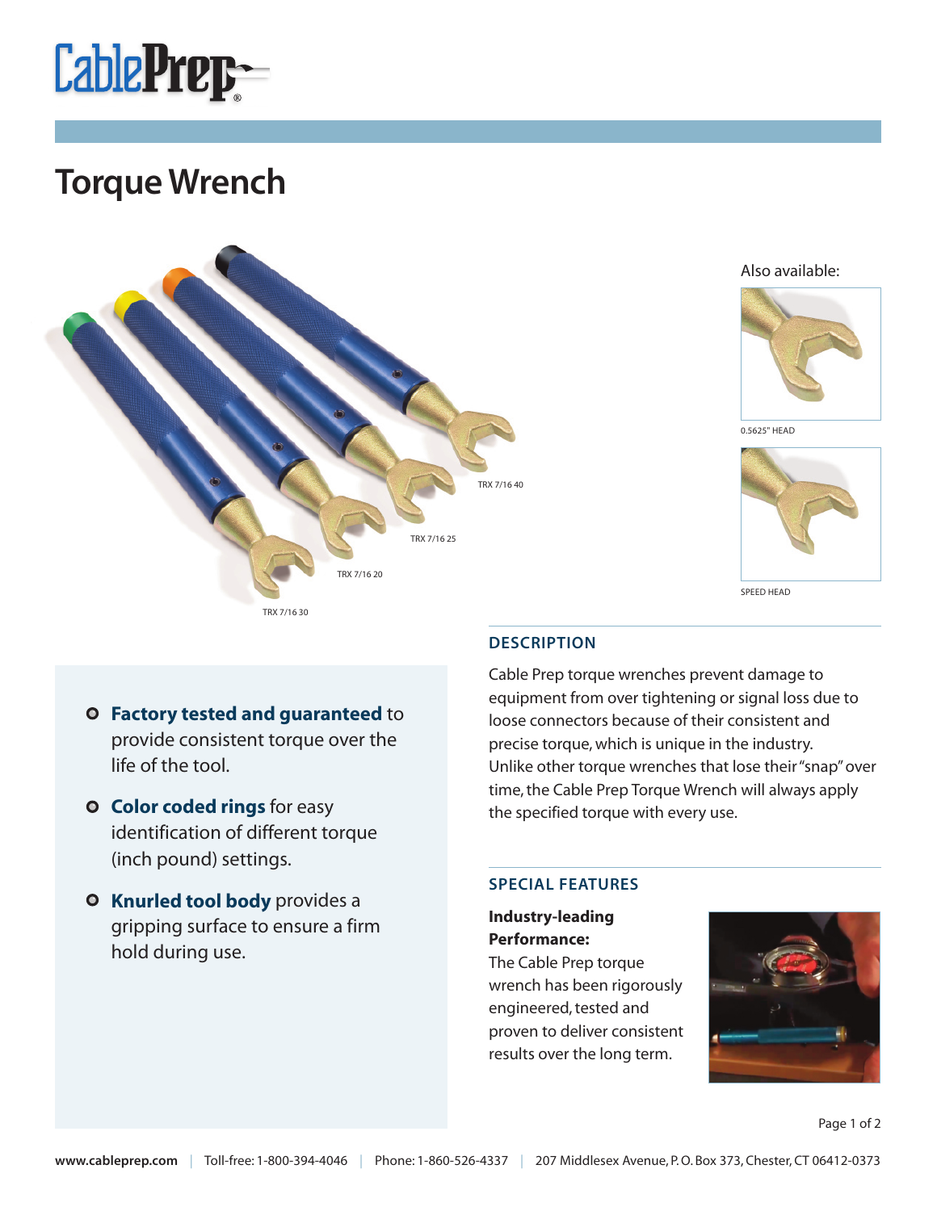# Torque Wrench

TRX 7/16 40

TRX 7/16 25

TRX 7/16 20

TRX 7/16 30

Also available:

0.5625" HEAD

SPEED HEAD

- **Factory tested and guaranteed** to provide consistent torque over the life of the tool.
- **Color coded rings** for easy identification of different torque (inch pound) settings.
- **Knurled tool body** provides a gripping surface to ensure a firm hold during use.

## DESCRIPTION

Cable Prep torque wrenches prevent damage to equipment from over tightening or signal loss due to loose connectors because of their consistent and precise torque, which is unique in the industry. Unlike other torque wrenches that lose their "snap" over time, the Cable Prep Torque Wrench will always apply the specified torque with every use.

## SPECIAL FEATURES

**Industry-leading Performance:**
The Cable Prep torque wrench has been rigorously engineered, tested and proven to deliver consistent results over the long term.

**www.cableprep.com** | Toll-free: 1-800-394-4046 | Phone: 1-860-526-4337 | 207 Middlesex Avenue, P. O. Box 373, Chester, CT 06412-0373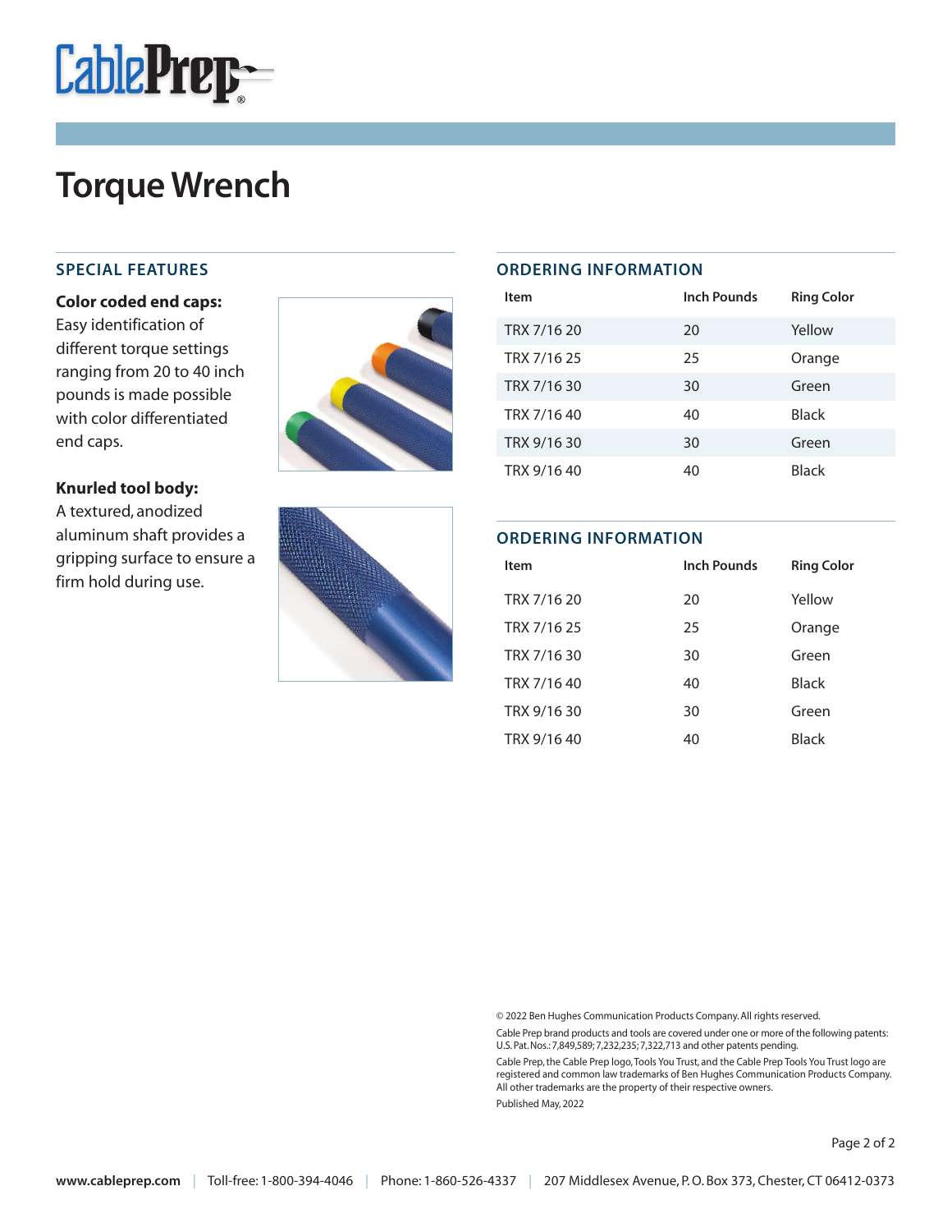# Torque Wrench

## SPECIAL FEATURES

**Color coded end caps:**
Easy identification of different torque settings ranging from 20 to 40 inch pounds is made possible with color differentiated end caps.

**Knurled tool body:**
A textured, anodized aluminum shaft provides a gripping surface to ensure a firm hold during use.

## ORDERING INFORMATION

| Item | Inch Pounds | Ring Color |
|---|---|---|
| TRX 7/16 20 | 20 | Yellow |
| TRX 7/16 25 | 25 | Orange |
| TRX 7/16 30 | 30 | Green |
| TRX 7/16 40 | 40 | Black |
| TRX 9/16 30 | 30 | Green |
| TRX 9/16 40 | 40 | Black |

## ORDERING INFORMATION

| Item | Inch Pounds | Ring Color |
|---|---|---|
| TRX 7/16 20 | 20 | Yellow |
| TRX 7/16 25 | 25 | Orange |
| TRX 7/16 30 | 30 | Green |
| TRX 7/16 40 | 40 | Black |
| TRX 9/16 30 | 30 | Green |
| TRX 9/16 40 | 40 | Black |

© 2022 Ben Hughes Communication Products Company. All rights reserved.

Cable Prep brand products and tools are covered under one or more of the following patents: U.S. Pat. Nos.: 7,849,589; 7,232,235; 7,322,713 and other patents pending.

Cable Prep, the Cable Prep logo, Tools You Trust, and the Cable Prep Tools You Trust logo are registered and common law trademarks of Ben Hughes Communication Products Company. All other trademarks are the property of their respective owners.

Published May, 2022

www.cableprep.com | Toll-free: 1-800-394-4046 | Phone: 1-860-526-4337 | 207 Middlesex Avenue, P. O. Box 373, Chester, CT 06412-0373